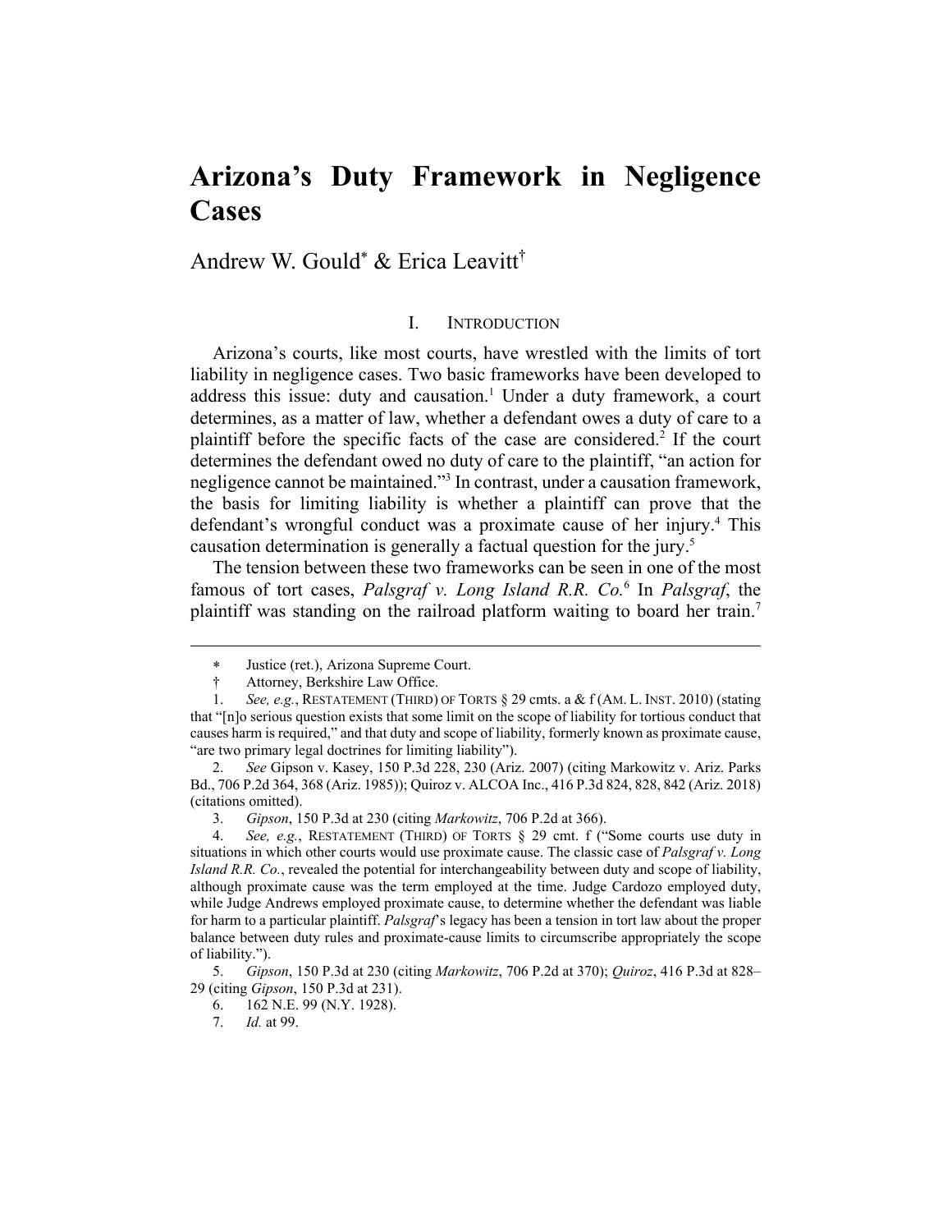# Arizona's Duty Framework in Negligence Cases

Andrew W. Gould[*] & Erica Leavitt[†]

## I. INTRODUCTION

Arizona's courts, like most courts, have wrestled with the limits of tort liability in negligence cases. Two basic frameworks have been developed to address this issue: duty and causation.[1] Under a duty framework, a court determines, as a matter of law, whether a defendant owes a duty of care to a plaintiff before the specific facts of the case are considered.[2] If the court determines the defendant owed no duty of care to the plaintiff, "an action for negligence cannot be maintained."[3] In contrast, under a causation framework, the basis for limiting liability is whether a plaintiff can prove that the defendant's wrongful conduct was a proximate cause of her injury.[4] This causation determination is generally a factual question for the jury.[5]

The tension between these two frameworks can be seen in one of the most famous of tort cases, *Palsgraf v. Long Island R.R. Co.*[6] In *Palsgraf*, the plaintiff was standing on the railroad platform waiting to board her train.[7]

---

[*] Justice (ret.), Arizona Supreme Court.

[†] Attorney, Berkshire Law Office.

1. *See, e.g.*, RESTATEMENT (THIRD) OF TORTS § 29 cmts. a & f (AM. L. INST. 2010) (stating that "[n]o serious question exists that some limit on the scope of liability for tortious conduct that causes harm is required," and that duty and scope of liability, formerly known as proximate cause, "are two primary legal doctrines for limiting liability").

2. *See* Gipson v. Kasey, 150 P.3d 228, 230 (Ariz. 2007) (citing Markowitz v. Ariz. Parks Bd., 706 P.2d 364, 368 (Ariz. 1985)); Quiroz v. ALCOA Inc., 416 P.3d 824, 828, 842 (Ariz. 2018) (citations omitted).

3. *Gipson*, 150 P.3d at 230 (citing *Markowitz*, 706 P.2d at 366).

4. *See, e.g.*, RESTATEMENT (THIRD) OF TORTS § 29 cmt. f ("Some courts use duty in situations in which other courts would use proximate cause. The classic case of *Palsgraf v. Long Island R.R. Co.*, revealed the potential for interchangeability between duty and scope of liability, although proximate cause was the term employed at the time. Judge Cardozo employed duty, while Judge Andrews employed proximate cause, to determine whether the defendant was liable for harm to a particular plaintiff. *Palsgraf*'s legacy has been a tension in tort law about the proper balance between duty rules and proximate-cause limits to circumscribe appropriately the scope of liability.").

5. *Gipson*, 150 P.3d at 230 (citing *Markowitz*, 706 P.2d at 370); *Quiroz*, 416 P.3d at 828–29 (citing *Gipson*, 150 P.3d at 231).

6. 162 N.E. 99 (N.Y. 1928).

7. *Id.* at 99.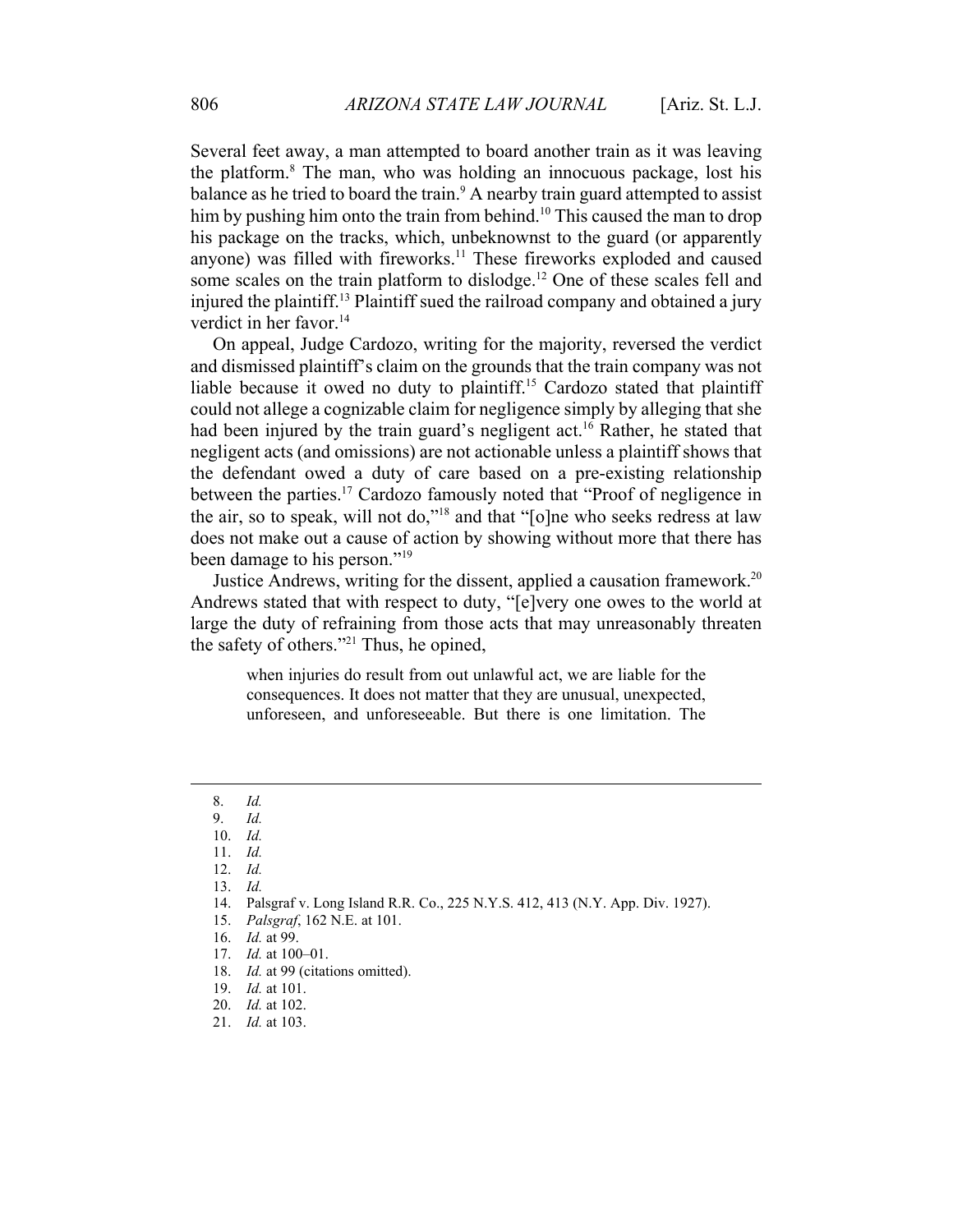Several feet away, a man attempted to board another train as it was leaving the platform.[8] The man, who was holding an innocuous package, lost his balance as he tried to board the train.[9] A nearby train guard attempted to assist him by pushing him onto the train from behind.[10] This caused the man to drop his package on the tracks, which, unbeknownst to the guard (or apparently anyone) was filled with fireworks.[11] These fireworks exploded and caused some scales on the train platform to dislodge.[12] One of these scales fell and injured the plaintiff.[13] Plaintiff sued the railroad company and obtained a jury verdict in her favor.[14]

On appeal, Judge Cardozo, writing for the majority, reversed the verdict and dismissed plaintiff's claim on the grounds that the train company was not liable because it owed no duty to plaintiff.[15] Cardozo stated that plaintiff could not allege a cognizable claim for negligence simply by alleging that she had been injured by the train guard's negligent act.[16] Rather, he stated that negligent acts (and omissions) are not actionable unless a plaintiff shows that the defendant owed a duty of care based on a pre-existing relationship between the parties.[17] Cardozo famously noted that "Proof of negligence in the air, so to speak, will not do,"[18] and that "[o]ne who seeks redress at law does not make out a cause of action by showing without more that there has been damage to his person."[19]

Justice Andrews, writing for the dissent, applied a causation framework.[20] Andrews stated that with respect to duty, "[e]very one owes to the world at large the duty of refraining from those acts that may unreasonably threaten the safety of others."[21] Thus, he opined,

> when injuries do result from out unlawful act, we are liable for the consequences. It does not matter that they are unusual, unexpected, unforeseen, and unforeseeable. But there is one limitation. The

---

8. *Id.*
9. *Id.*
10. *Id.*
11. *Id.*
12. *Id.*
13. *Id.*
14. Palsgraf v. Long Island R.R. Co., 225 N.Y.S. 412, 413 (N.Y. App. Div. 1927).
15. *Palsgraf*, 162 N.E. at 101.
16. *Id.* at 99.
17. *Id.* at 100–01.
18. *Id.* at 99 (citations omitted).
19. *Id.* at 101.
20. *Id.* at 102.
21. *Id.* at 103.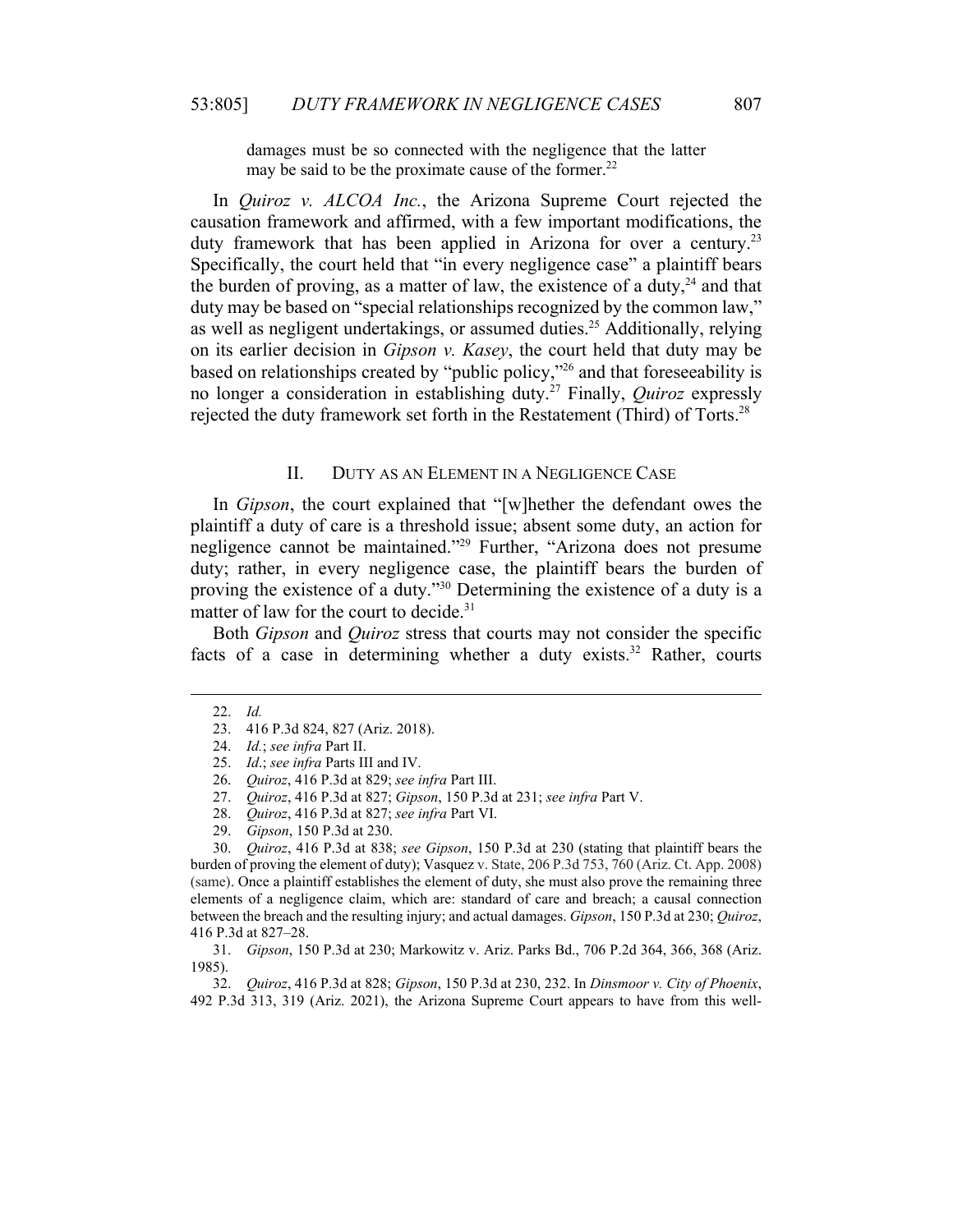> damages must be so connected with the negligence that the latter may be said to be the proximate cause of the former.[22]

In *Quiroz v. ALCOA Inc.*, the Arizona Supreme Court rejected the causation framework and affirmed, with a few important modifications, the duty framework that has been applied in Arizona for over a century.[23] Specifically, the court held that "in every negligence case" a plaintiff bears the burden of proving, as a matter of law, the existence of a duty,[24] and that duty may be based on "special relationships recognized by the common law," as well as negligent undertakings, or assumed duties.[25] Additionally, relying on its earlier decision in *Gipson v. Kasey*, the court held that duty may be based on relationships created by "public policy,"[26] and that foreseeability is no longer a consideration in establishing duty.[27] Finally, *Quiroz* expressly rejected the duty framework set forth in the Restatement (Third) of Torts.[28]

## II. DUTY AS AN ELEMENT IN A NEGLIGENCE CASE

In *Gipson*, the court explained that "[w]hether the defendant owes the plaintiff a duty of care is a threshold issue; absent some duty, an action for negligence cannot be maintained."[29] Further, "Arizona does not presume duty; rather, in every negligence case, the plaintiff bears the burden of proving the existence of a duty."[30] Determining the existence of a duty is a matter of law for the court to decide.[31]

Both *Gipson* and *Quiroz* stress that courts may not consider the specific facts of a case in determining whether a duty exists.[32] Rather, courts

---

22. *Id.*

23. 416 P.3d 824, 827 (Ariz. 2018).

24. *Id.*; *see infra* Part II.

25. *Id.*; *see infra* Parts III and IV.

26. *Quiroz*, 416 P.3d at 829; *see infra* Part III.

27. *Quiroz*, 416 P.3d at 827; *Gipson*, 150 P.3d at 231; *see infra* Part V.

28. *Quiroz*, 416 P.3d at 827; *see infra* Part VI.

29. *Gipson*, 150 P.3d at 230.

30. *Quiroz*, 416 P.3d at 838; *see Gipson*, 150 P.3d at 230 (stating that plaintiff bears the burden of proving the element of duty); Vasquez v. State, 206 P.3d 753, 760 (Ariz. Ct. App. 2008) (same). Once a plaintiff establishes the element of duty, she must also prove the remaining three elements of a negligence claim, which are: standard of care and breach; a causal connection between the breach and the resulting injury; and actual damages. *Gipson*, 150 P.3d at 230; *Quiroz*, 416 P.3d at 827–28.

31. *Gipson*, 150 P.3d at 230; Markowitz v. Ariz. Parks Bd., 706 P.2d 364, 366, 368 (Ariz. 1985).

32. *Quiroz*, 416 P.3d at 828; *Gipson*, 150 P.3d at 230, 232. In *Dinsmoor v. City of Phoenix*, 492 P.3d 313, 319 (Ariz. 2021), the Arizona Supreme Court appears to have from this well-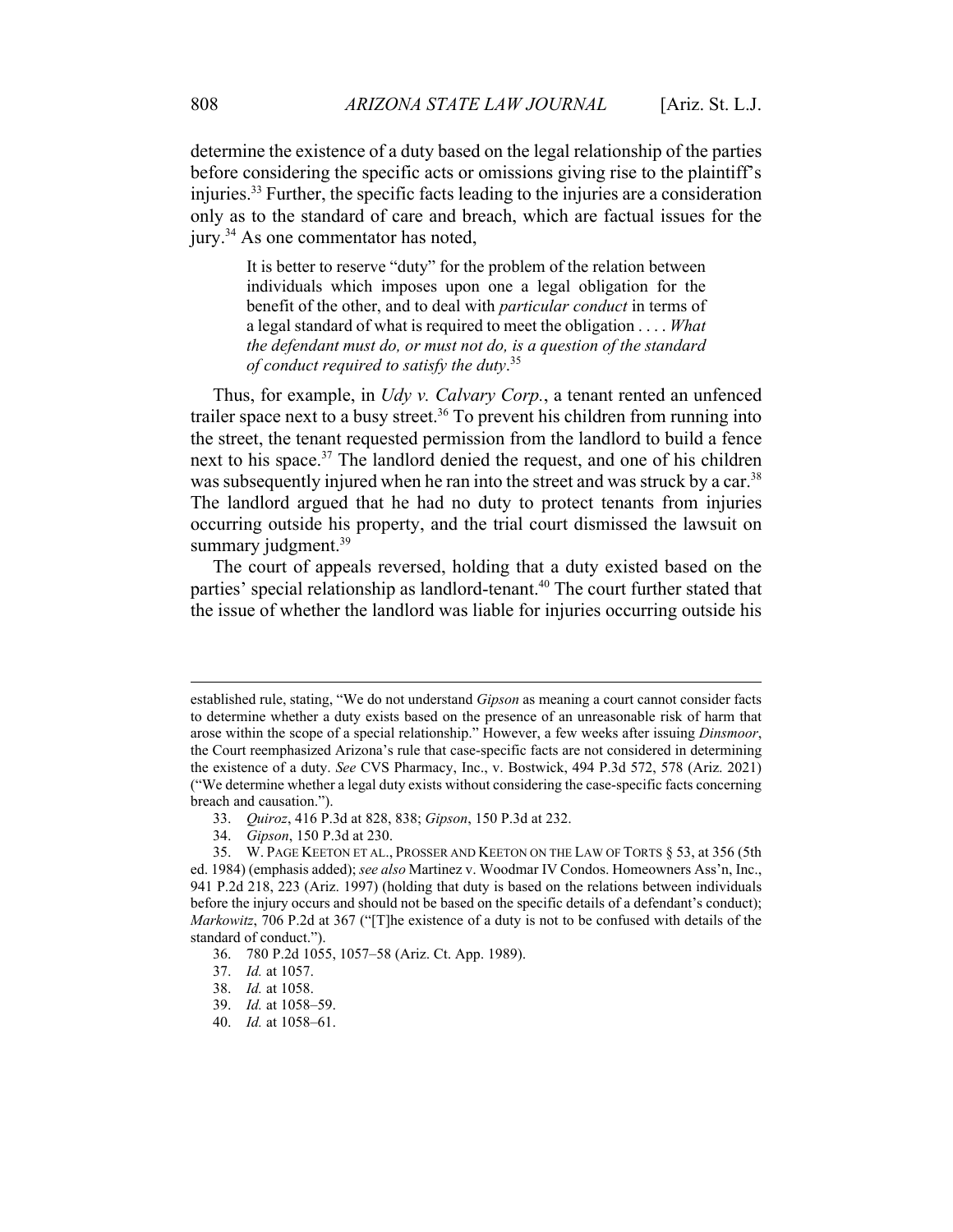determine the existence of a duty based on the legal relationship of the parties before considering the specific acts or omissions giving rise to the plaintiff's injuries.[33] Further, the specific facts leading to the injuries are a consideration only as to the standard of care and breach, which are factual issues for the jury.[34] As one commentator has noted,

> It is better to reserve "duty" for the problem of the relation between individuals which imposes upon one a legal obligation for the benefit of the other, and to deal with *particular conduct* in terms of a legal standard of what is required to meet the obligation . . . . *What the defendant must do, or must not do, is a question of the standard of conduct required to satisfy the duty*.[35]

Thus, for example, in *Udy v. Calvary Corp.*, a tenant rented an unfenced trailer space next to a busy street.[36] To prevent his children from running into the street, the tenant requested permission from the landlord to build a fence next to his space.[37] The landlord denied the request, and one of his children was subsequently injured when he ran into the street and was struck by a car.[38] The landlord argued that he had no duty to protect tenants from injuries occurring outside his property, and the trial court dismissed the lawsuit on summary judgment.[39]

The court of appeals reversed, holding that a duty existed based on the parties' special relationship as landlord-tenant.[40] The court further stated that the issue of whether the landlord was liable for injuries occurring outside his

---

established rule, stating, "We do not understand *Gipson* as meaning a court cannot consider facts to determine whether a duty exists based on the presence of an unreasonable risk of harm that arose within the scope of a special relationship." However, a few weeks after issuing *Dinsmoor*, the Court reemphasized Arizona's rule that case-specific facts are not considered in determining the existence of a duty. *See* CVS Pharmacy, Inc., v. Bostwick, 494 P.3d 572, 578 (Ariz. 2021) ("We determine whether a legal duty exists without considering the case-specific facts concerning breach and causation.").

33. *Quiroz*, 416 P.3d at 828, 838; *Gipson*, 150 P.3d at 232.

34. *Gipson*, 150 P.3d at 230.

35. W. PAGE KEETON ET AL., PROSSER AND KEETON ON THE LAW OF TORTS § 53, at 356 (5th ed. 1984) (emphasis added); *see also* Martinez v. Woodmar IV Condos. Homeowners Ass'n, Inc., 941 P.2d 218, 223 (Ariz. 1997) (holding that duty is based on the relations between individuals before the injury occurs and should not be based on the specific details of a defendant's conduct); *Markowitz*, 706 P.2d at 367 ("[T]he existence of a duty is not to be confused with details of the standard of conduct.").

36. 780 P.2d 1055, 1057–58 (Ariz. Ct. App. 1989).

37. *Id.* at 1057.

38. *Id.* at 1058.

39. *Id.* at 1058–59.

40. *Id.* at 1058–61.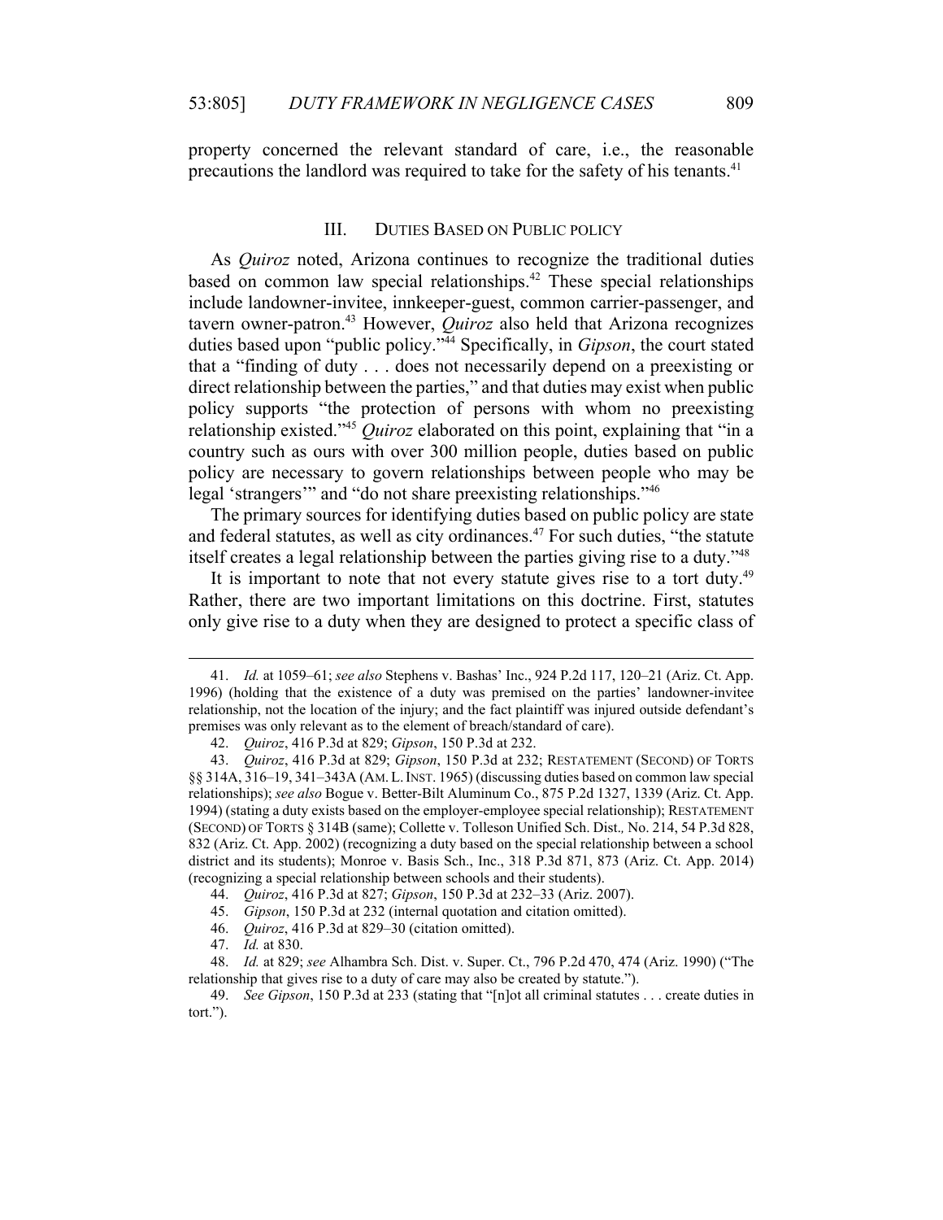property concerned the relevant standard of care, i.e., the reasonable precautions the landlord was required to take for the safety of his tenants.[41]

## III. DUTIES BASED ON PUBLIC POLICY

As *Quiroz* noted, Arizona continues to recognize the traditional duties based on common law special relationships.[42] These special relationships include landowner-invitee, innkeeper-guest, common carrier-passenger, and tavern owner-patron.[43] However, *Quiroz* also held that Arizona recognizes duties based upon "public policy."[44] Specifically, in *Gipson*, the court stated that a "finding of duty . . . does not necessarily depend on a preexisting or direct relationship between the parties," and that duties may exist when public policy supports "the protection of persons with whom no preexisting relationship existed."[45] *Quiroz* elaborated on this point, explaining that "in a country such as ours with over 300 million people, duties based on public policy are necessary to govern relationships between people who may be legal 'strangers'" and "do not share preexisting relationships."[46]

The primary sources for identifying duties based on public policy are state and federal statutes, as well as city ordinances.[47] For such duties, "the statute itself creates a legal relationship between the parties giving rise to a duty."[48]

It is important to note that not every statute gives rise to a tort duty.[49] Rather, there are two important limitations on this doctrine. First, statutes only give rise to a duty when they are designed to protect a specific class of

---

41. *Id.* at 1059–61; *see also* Stephens v. Bashas' Inc., 924 P.2d 117, 120–21 (Ariz. Ct. App. 1996) (holding that the existence of a duty was premised on the parties' landowner-invitee relationship, not the location of the injury; and the fact plaintiff was injured outside defendant's premises was only relevant as to the element of breach/standard of care).

42. *Quiroz*, 416 P.3d at 829; *Gipson*, 150 P.3d at 232.

43. *Quiroz*, 416 P.3d at 829; *Gipson*, 150 P.3d at 232; RESTATEMENT (SECOND) OF TORTS §§ 314A, 316–19, 341–343A (AM. L. INST. 1965) (discussing duties based on common law special relationships); *see also* Bogue v. Better-Bilt Aluminum Co., 875 P.2d 1327, 1339 (Ariz. Ct. App. 1994) (stating a duty exists based on the employer-employee special relationship); RESTATEMENT (SECOND) OF TORTS § 314B (same); Collette v. Tolleson Unified Sch. Dist*.,* No. 214, 54 P.3d 828, 832 (Ariz. Ct. App. 2002) (recognizing a duty based on the special relationship between a school district and its students); Monroe v. Basis Sch., Inc., 318 P.3d 871, 873 (Ariz. Ct. App. 2014) (recognizing a special relationship between schools and their students).

44. *Quiroz*, 416 P.3d at 827; *Gipson*, 150 P.3d at 232–33 (Ariz. 2007).

45. *Gipson*, 150 P.3d at 232 (internal quotation and citation omitted).

46. *Quiroz*, 416 P.3d at 829–30 (citation omitted).

47. *Id.* at 830.

48. *Id.* at 829; *see* Alhambra Sch. Dist. v. Super. Ct., 796 P.2d 470, 474 (Ariz. 1990) ("The relationship that gives rise to a duty of care may also be created by statute.").

49. *See Gipson*, 150 P.3d at 233 (stating that "[n]ot all criminal statutes . . . create duties in tort.").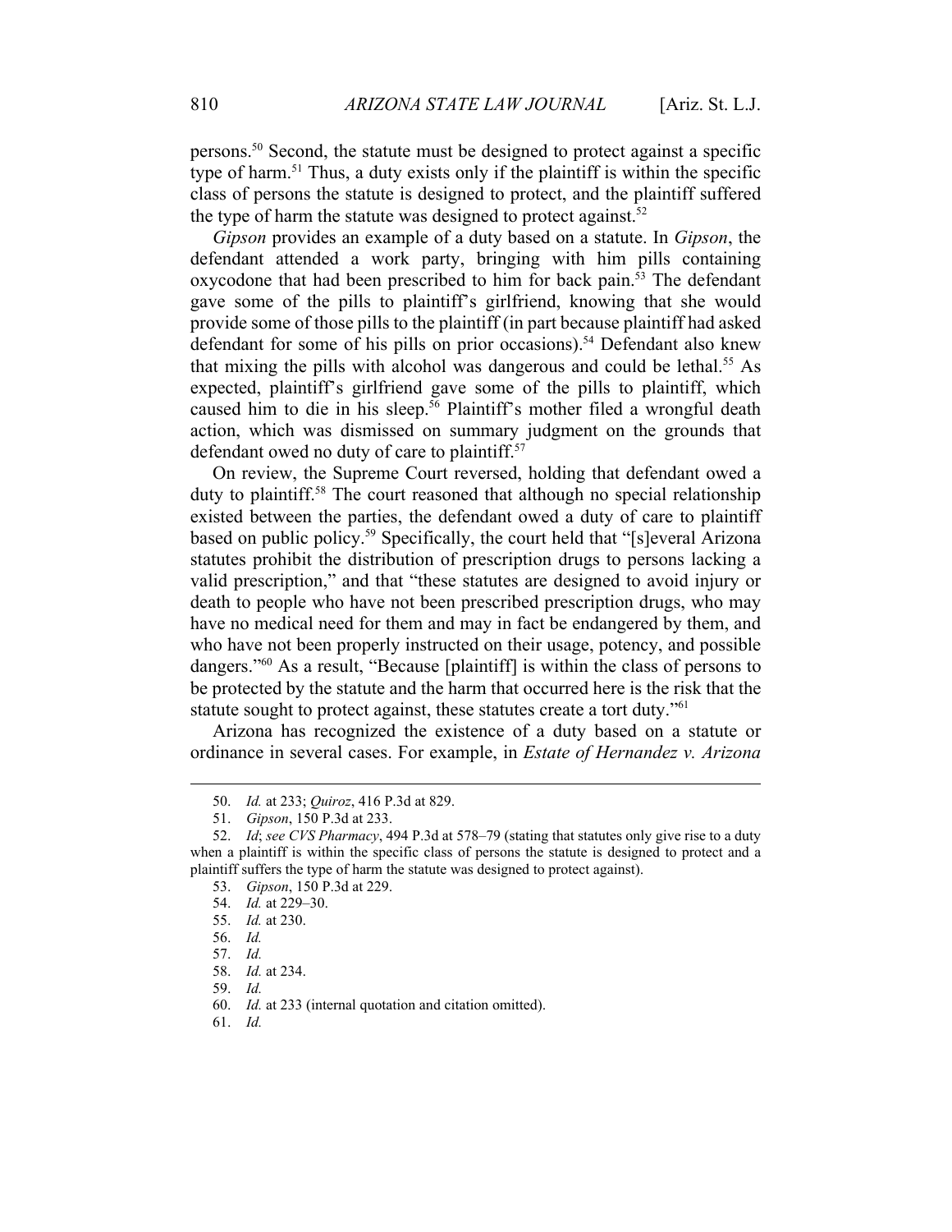persons.[50] Second, the statute must be designed to protect against a specific type of harm.[51] Thus, a duty exists only if the plaintiff is within the specific class of persons the statute is designed to protect, and the plaintiff suffered the type of harm the statute was designed to protect against.[52]

*Gipson* provides an example of a duty based on a statute. In *Gipson*, the defendant attended a work party, bringing with him pills containing oxycodone that had been prescribed to him for back pain.[53] The defendant gave some of the pills to plaintiff's girlfriend, knowing that she would provide some of those pills to the plaintiff (in part because plaintiff had asked defendant for some of his pills on prior occasions).[54] Defendant also knew that mixing the pills with alcohol was dangerous and could be lethal.[55] As expected, plaintiff's girlfriend gave some of the pills to plaintiff, which caused him to die in his sleep.[56] Plaintiff's mother filed a wrongful death action, which was dismissed on summary judgment on the grounds that defendant owed no duty of care to plaintiff.[57]

On review, the Supreme Court reversed, holding that defendant owed a duty to plaintiff.[58] The court reasoned that although no special relationship existed between the parties, the defendant owed a duty of care to plaintiff based on public policy.[59] Specifically, the court held that "[s]everal Arizona statutes prohibit the distribution of prescription drugs to persons lacking a valid prescription," and that "these statutes are designed to avoid injury or death to people who have not been prescribed prescription drugs, who may have no medical need for them and may in fact be endangered by them, and who have not been properly instructed on their usage, potency, and possible dangers."[60] As a result, "Because [plaintiff] is within the class of persons to be protected by the statute and the harm that occurred here is the risk that the statute sought to protect against, these statutes create a tort duty."[61]

Arizona has recognized the existence of a duty based on a statute or ordinance in several cases. For example, in *Estate of Hernandez v. Arizona*

---

50. *Id.* at 233; *Quiroz*, 416 P.3d at 829.

51. *Gipson*, 150 P.3d at 233.

52. *Id*; *see CVS Pharmacy*, 494 P.3d at 578–79 (stating that statutes only give rise to a duty when a plaintiff is within the specific class of persons the statute is designed to protect and a plaintiff suffers the type of harm the statute was designed to protect against).

53. *Gipson*, 150 P.3d at 229.

54. *Id.* at 229–30.

55. *Id.* at 230.

56. *Id.*

57. *Id.*

58. *Id.* at 234.

59. *Id.*

60. *Id.* at 233 (internal quotation and citation omitted).

61. *Id.*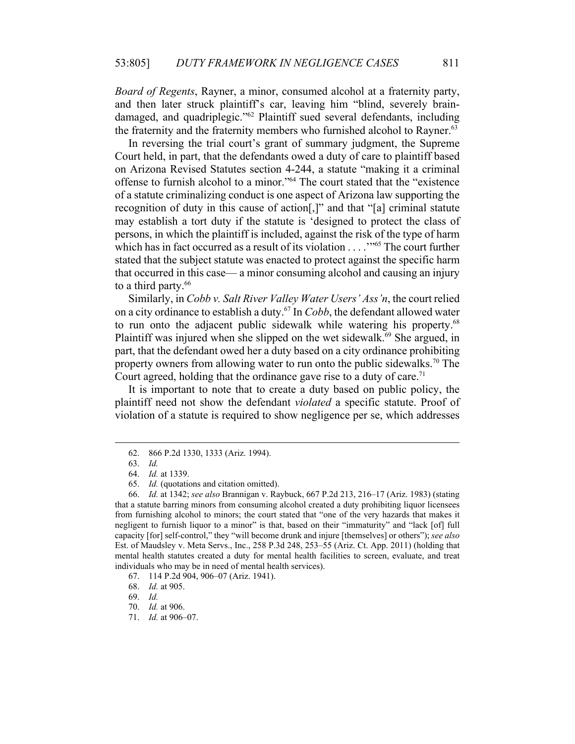*Board of Regents*, Rayner, a minor, consumed alcohol at a fraternity party, and then later struck plaintiff's car, leaving him "blind, severely brain-damaged, and quadriplegic."[62] Plaintiff sued several defendants, including the fraternity and the fraternity members who furnished alcohol to Rayner.[63]

In reversing the trial court's grant of summary judgment, the Supreme Court held, in part, that the defendants owed a duty of care to plaintiff based on Arizona Revised Statutes section 4-244, a statute "making it a criminal offense to furnish alcohol to a minor."[64] The court stated that the "existence of a statute criminalizing conduct is one aspect of Arizona law supporting the recognition of duty in this cause of action[,]" and that "[a] criminal statute may establish a tort duty if the statute is 'designed to protect the class of persons, in which the plaintiff is included, against the risk of the type of harm which has in fact occurred as a result of its violation . . . .'"[65] The court further stated that the subject statute was enacted to protect against the specific harm that occurred in this case— a minor consuming alcohol and causing an injury to a third party.[66]

Similarly, in *Cobb v. Salt River Valley Water Users' Ass'n*, the court relied on a city ordinance to establish a duty.[67] In *Cobb*, the defendant allowed water to run onto the adjacent public sidewalk while watering his property.[68] Plaintiff was injured when she slipped on the wet sidewalk.[69] She argued, in part, that the defendant owed her a duty based on a city ordinance prohibiting property owners from allowing water to run onto the public sidewalks.[70] The Court agreed, holding that the ordinance gave rise to a duty of care.[71]

It is important to note that to create a duty based on public policy, the plaintiff need not show the defendant *violated* a specific statute. Proof of violation of a statute is required to show negligence per se, which addresses

---

62. 866 P.2d 1330, 1333 (Ariz. 1994).

63. *Id.*

64. *Id.* at 1339.

65. *Id.* (quotations and citation omitted).

66. *Id.* at 1342; *see also* Brannigan v. Raybuck, 667 P.2d 213, 216–17 (Ariz. 1983) (stating that a statute barring minors from consuming alcohol created a duty prohibiting liquor licensees from furnishing alcohol to minors; the court stated that "one of the very hazards that makes it negligent to furnish liquor to a minor" is that, based on their "immaturity" and "lack [of] full capacity [for] self-control," they "will become drunk and injure [themselves] or others"); *see also* Est. of Maudsley v. Meta Servs., Inc., 258 P.3d 248, 253–55 (Ariz. Ct. App. 2011) (holding that mental health statutes created a duty for mental health facilities to screen, evaluate, and treat individuals who may be in need of mental health services).

67. 114 P.2d 904, 906–07 (Ariz. 1941).

68. *Id.* at 905.

69. *Id.*

70. *Id.* at 906.

71. *Id.* at 906–07.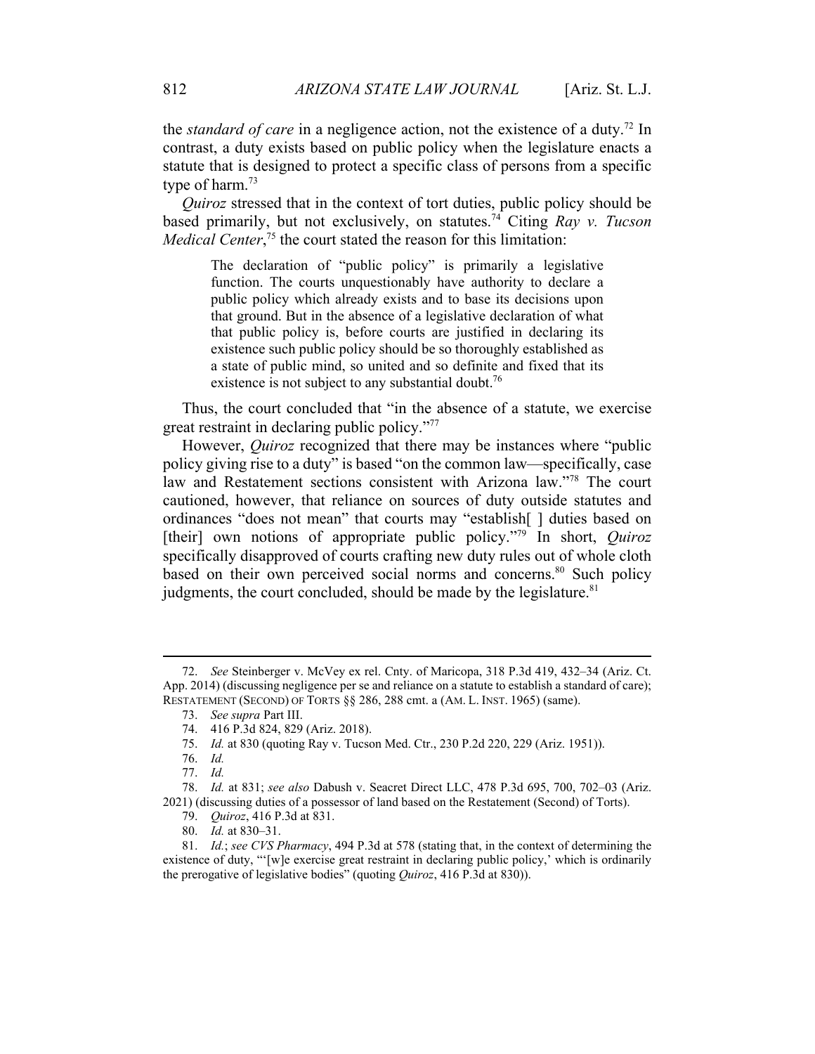the *standard of care* in a negligence action, not the existence of a duty.[72] In contrast, a duty exists based on public policy when the legislature enacts a statute that is designed to protect a specific class of persons from a specific type of harm.[73]

*Quiroz* stressed that in the context of tort duties, public policy should be based primarily, but not exclusively, on statutes.[74] Citing *Ray v. Tucson Medical Center*,[75] the court stated the reason for this limitation:

> The declaration of "public policy" is primarily a legislative function. The courts unquestionably have authority to declare a public policy which already exists and to base its decisions upon that ground. But in the absence of a legislative declaration of what that public policy is, before courts are justified in declaring its existence such public policy should be so thoroughly established as a state of public mind, so united and so definite and fixed that its existence is not subject to any substantial doubt.[76]

Thus, the court concluded that "in the absence of a statute, we exercise great restraint in declaring public policy."[77]

However, *Quiroz* recognized that there may be instances where "public policy giving rise to a duty" is based "on the common law—specifically, case law and Restatement sections consistent with Arizona law."[78] The court cautioned, however, that reliance on sources of duty outside statutes and ordinances "does not mean" that courts may "establish[ ] duties based on [their] own notions of appropriate public policy."[79] In short, *Quiroz* specifically disapproved of courts crafting new duty rules out of whole cloth based on their own perceived social norms and concerns.[80] Such policy judgments, the court concluded, should be made by the legislature.[81]

---

72. *See* Steinberger v. McVey ex rel. Cnty. of Maricopa, 318 P.3d 419, 432–34 (Ariz. Ct. App. 2014) (discussing negligence per se and reliance on a statute to establish a standard of care); RESTATEMENT (SECOND) OF TORTS §§ 286, 288 cmt. a (AM. L. INST. 1965) (same).

73. *See supra* Part III.

74. 416 P.3d 824, 829 (Ariz. 2018).

75. *Id.* at 830 (quoting Ray v. Tucson Med. Ctr., 230 P.2d 220, 229 (Ariz. 1951)).

76. *Id.*

77. *Id.*

78. *Id.* at 831; *see also* Dabush v. Seacret Direct LLC, 478 P.3d 695, 700, 702–03 (Ariz. 2021) (discussing duties of a possessor of land based on the Restatement (Second) of Torts).

79. *Quiroz*, 416 P.3d at 831.

80. *Id.* at 830–31.

81. *Id.*; *see CVS Pharmacy*, 494 P.3d at 578 (stating that, in the context of determining the existence of duty, "'[w]e exercise great restraint in declaring public policy,' which is ordinarily the prerogative of legislative bodies" (quoting *Quiroz*, 416 P.3d at 830)).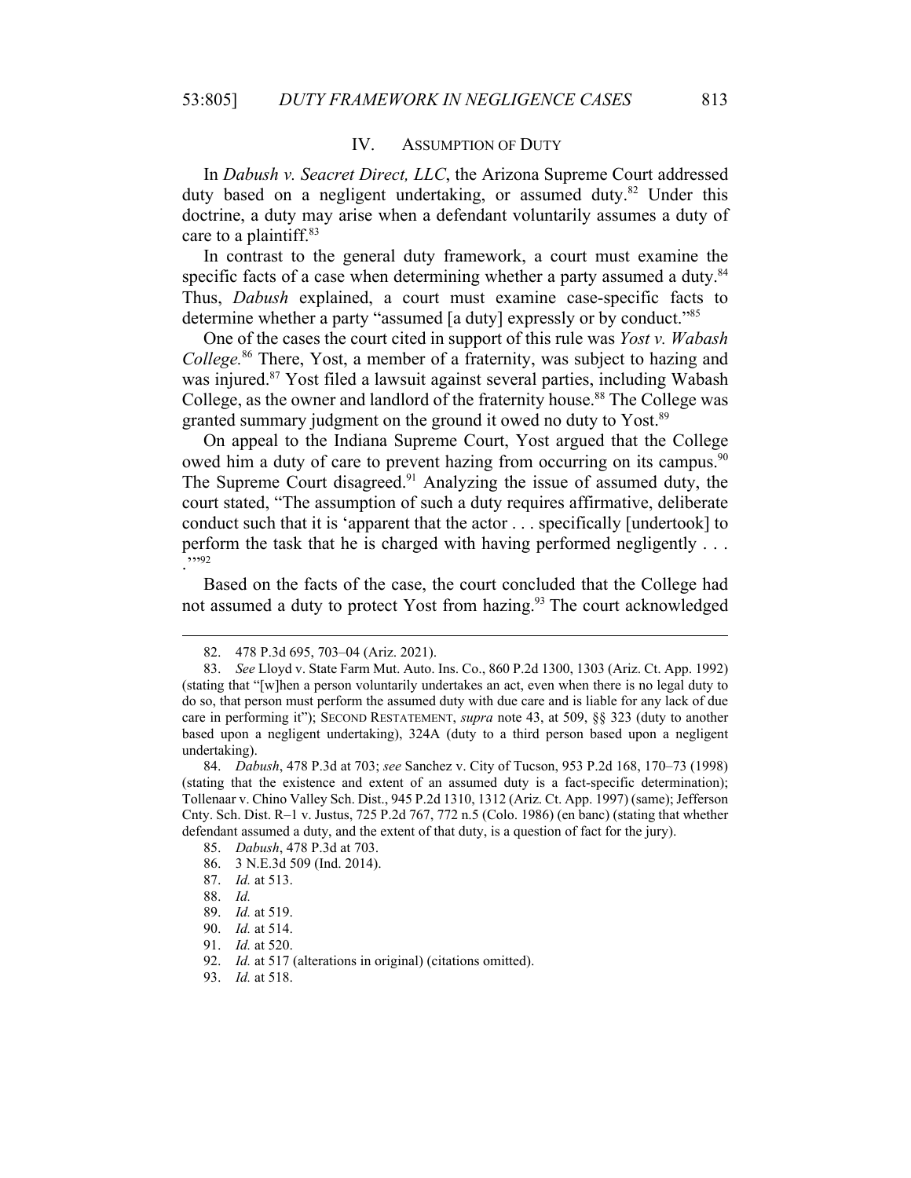## IV. ASSUMPTION OF DUTY

In *Dabush v. Seacret Direct, LLC*, the Arizona Supreme Court addressed duty based on a negligent undertaking, or assumed duty.[82] Under this doctrine, a duty may arise when a defendant voluntarily assumes a duty of care to a plaintiff.[83]

In contrast to the general duty framework, a court must examine the specific facts of a case when determining whether a party assumed a duty.[84] Thus, *Dabush* explained, a court must examine case-specific facts to determine whether a party "assumed [a duty] expressly or by conduct."[85]

One of the cases the court cited in support of this rule was *Yost v. Wabash College.*[86] There, Yost, a member of a fraternity, was subject to hazing and was injured.[87] Yost filed a lawsuit against several parties, including Wabash College, as the owner and landlord of the fraternity house.[88] The College was granted summary judgment on the ground it owed no duty to Yost.[89]

On appeal to the Indiana Supreme Court, Yost argued that the College owed him a duty of care to prevent hazing from occurring on its campus.[90] The Supreme Court disagreed.[91] Analyzing the issue of assumed duty, the court stated, "The assumption of such a duty requires affirmative, deliberate conduct such that it is 'apparent that the actor . . . specifically [undertook] to perform the task that he is charged with having performed negligently . . . .'"[92]

Based on the facts of the case, the court concluded that the College had not assumed a duty to protect Yost from hazing.[93] The court acknowledged

---

82. 478 P.3d 695, 703–04 (Ariz. 2021).

83. *See* Lloyd v. State Farm Mut. Auto. Ins. Co., 860 P.2d 1300, 1303 (Ariz. Ct. App. 1992) (stating that "[w]hen a person voluntarily undertakes an act, even when there is no legal duty to do so, that person must perform the assumed duty with due care and is liable for any lack of due care in performing it"); SECOND RESTATEMENT, *supra* note 43, at 509, §§ 323 (duty to another based upon a negligent undertaking), 324A (duty to a third person based upon a negligent undertaking).

84. *Dabush*, 478 P.3d at 703; *see* Sanchez v. City of Tucson, 953 P.2d 168, 170–73 (1998) (stating that the existence and extent of an assumed duty is a fact-specific determination); Tollenaar v. Chino Valley Sch. Dist., 945 P.2d 1310, 1312 (Ariz. Ct. App. 1997) (same); Jefferson Cnty. Sch. Dist. R–1 v. Justus, 725 P.2d 767, 772 n.5 (Colo. 1986) (en banc) (stating that whether defendant assumed a duty, and the extent of that duty, is a question of fact for the jury).

85. *Dabush*, 478 P.3d at 703.

86. 3 N.E.3d 509 (Ind. 2014).

87. *Id.* at 513.

88. *Id.*

89. *Id.* at 519.

90. *Id.* at 514.

91. *Id.* at 520.

92. *Id.* at 517 (alterations in original) (citations omitted).

93. *Id.* at 518.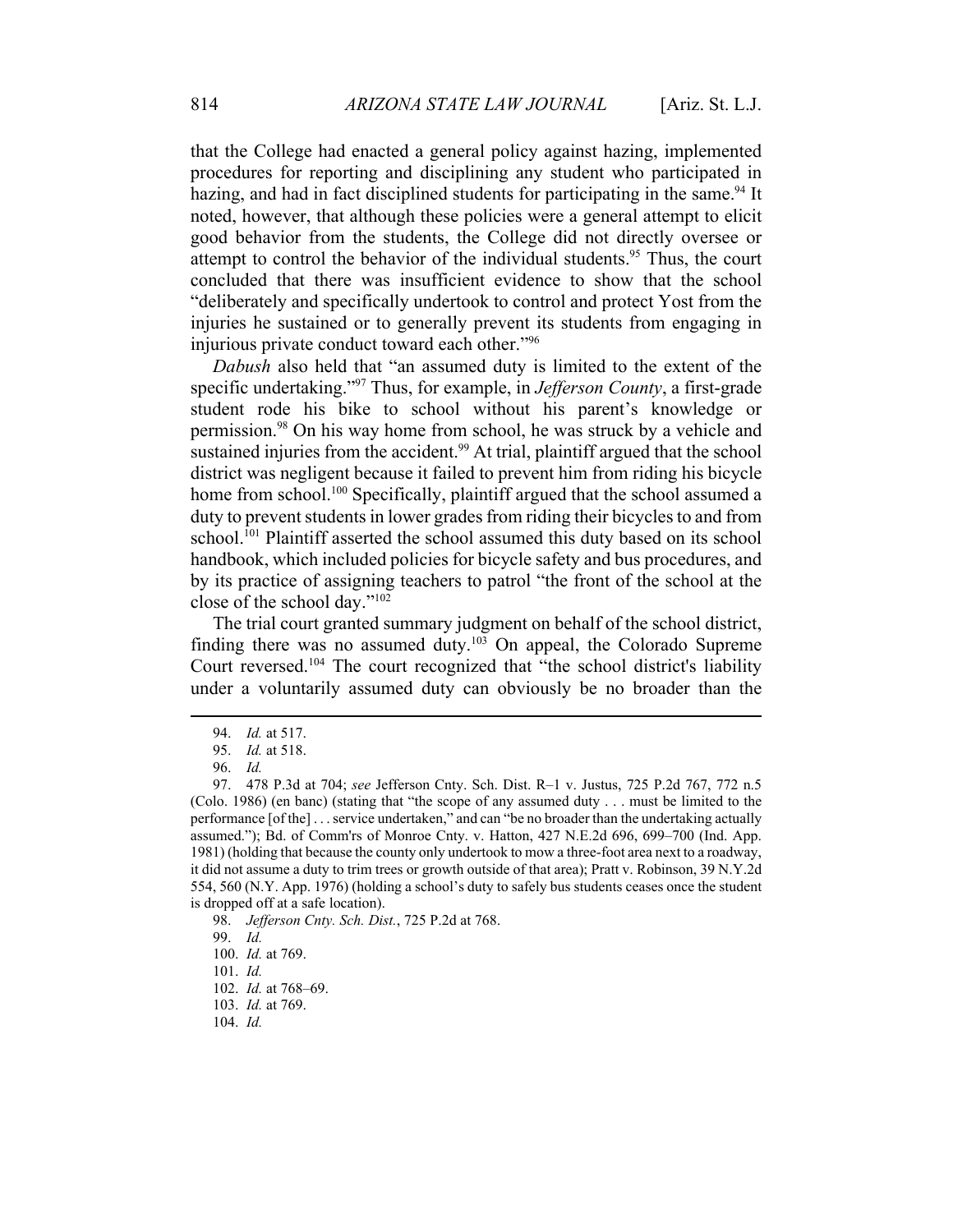that the College had enacted a general policy against hazing, implemented procedures for reporting and disciplining any student who participated in hazing, and had in fact disciplined students for participating in the same.[94] It noted, however, that although these policies were a general attempt to elicit good behavior from the students, the College did not directly oversee or attempt to control the behavior of the individual students.[95] Thus, the court concluded that there was insufficient evidence to show that the school "deliberately and specifically undertook to control and protect Yost from the injuries he sustained or to generally prevent its students from engaging in injurious private conduct toward each other."[96]

*Dabush* also held that "an assumed duty is limited to the extent of the specific undertaking."[97] Thus, for example, in *Jefferson County*, a first-grade student rode his bike to school without his parent's knowledge or permission.[98] On his way home from school, he was struck by a vehicle and sustained injuries from the accident.[99] At trial, plaintiff argued that the school district was negligent because it failed to prevent him from riding his bicycle home from school.[100] Specifically, plaintiff argued that the school assumed a duty to prevent students in lower grades from riding their bicycles to and from school.[101] Plaintiff asserted the school assumed this duty based on its school handbook, which included policies for bicycle safety and bus procedures, and by its practice of assigning teachers to patrol "the front of the school at the close of the school day."[102]

The trial court granted summary judgment on behalf of the school district, finding there was no assumed duty.[103] On appeal, the Colorado Supreme Court reversed.[104] The court recognized that "the school district's liability under a voluntarily assumed duty can obviously be no broader than the

---

94. *Id.* at 517.

95. *Id.* at 518.

96. *Id.*

97. 478 P.3d at 704; *see* Jefferson Cnty. Sch. Dist. R–1 v. Justus, 725 P.2d 767, 772 n.5 (Colo. 1986) (en banc) (stating that "the scope of any assumed duty . . . must be limited to the performance [of the] . . . service undertaken," and can "be no broader than the undertaking actually assumed."); Bd. of Comm'rs of Monroe Cnty. v. Hatton, 427 N.E.2d 696, 699–700 (Ind. App. 1981) (holding that because the county only undertook to mow a three-foot area next to a roadway, it did not assume a duty to trim trees or growth outside of that area); Pratt v. Robinson, 39 N.Y.2d 554, 560 (N.Y. App. 1976) (holding a school's duty to safely bus students ceases once the student is dropped off at a safe location).

98. *Jefferson Cnty. Sch. Dist.*, 725 P.2d at 768.

99. *Id.*

100. *Id.* at 769.

101. *Id.*

102. *Id.* at 768–69.

103. *Id.* at 769.

104. *Id.*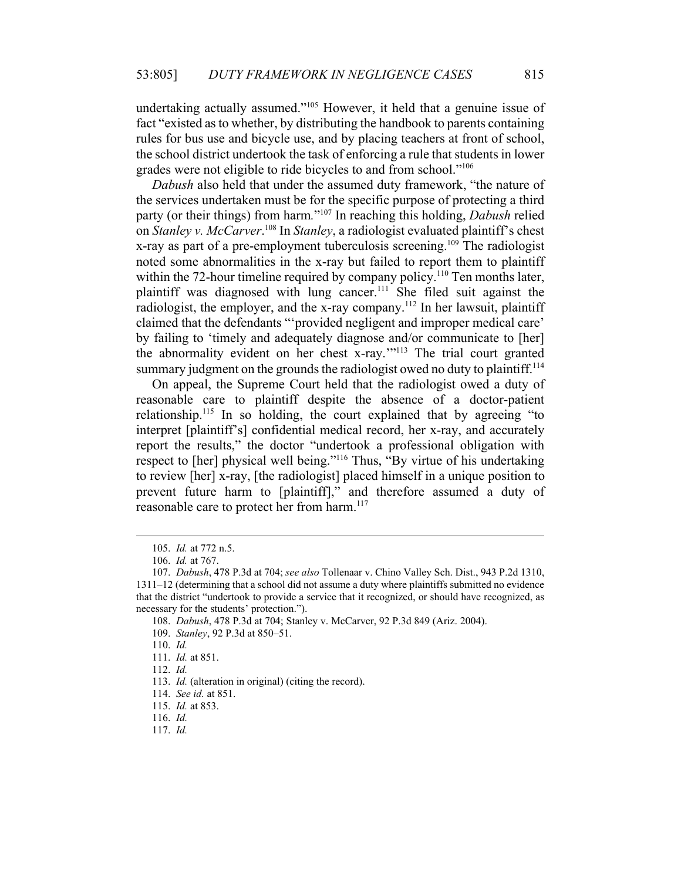undertaking actually assumed."[105] However, it held that a genuine issue of fact "existed as to whether, by distributing the handbook to parents containing rules for bus use and bicycle use, and by placing teachers at front of school, the school district undertook the task of enforcing a rule that students in lower grades were not eligible to ride bicycles to and from school."[106]

*Dabush* also held that under the assumed duty framework, "the nature of the services undertaken must be for the specific purpose of protecting a third party (or their things) from harm."[107] In reaching this holding, *Dabush* relied on *Stanley v. McCarver*.[108] In *Stanley*, a radiologist evaluated plaintiff's chest x-ray as part of a pre-employment tuberculosis screening.[109] The radiologist noted some abnormalities in the x-ray but failed to report them to plaintiff within the 72-hour timeline required by company policy.[110] Ten months later, plaintiff was diagnosed with lung cancer.[111] She filed suit against the radiologist, the employer, and the x-ray company.[112] In her lawsuit, plaintiff claimed that the defendants "'provided negligent and improper medical care' by failing to 'timely and adequately diagnose and/or communicate to [her] the abnormality evident on her chest x-ray.'"[113] The trial court granted summary judgment on the grounds the radiologist owed no duty to plaintiff.[114]

On appeal, the Supreme Court held that the radiologist owed a duty of reasonable care to plaintiff despite the absence of a doctor-patient relationship.[115] In so holding, the court explained that by agreeing "to interpret [plaintiff's] confidential medical record, her x-ray, and accurately report the results," the doctor "undertook a professional obligation with respect to [her] physical well being."[116] Thus, "By virtue of his undertaking to review [her] x-ray, [the radiologist] placed himself in a unique position to prevent future harm to [plaintiff]," and therefore assumed a duty of reasonable care to protect her from harm.[117]

---

105. *Id.* at 772 n.5.

106. *Id.* at 767.

107. *Dabush*, 478 P.3d at 704; *see also* Tollenaar v. Chino Valley Sch. Dist., 943 P.2d 1310, 1311–12 (determining that a school did not assume a duty where plaintiffs submitted no evidence that the district "undertook to provide a service that it recognized, or should have recognized, as necessary for the students' protection.").

108. *Dabush*, 478 P.3d at 704; Stanley v. McCarver, 92 P.3d 849 (Ariz. 2004).

109. *Stanley*, 92 P.3d at 850–51.

110. *Id.*

111. *Id.* at 851.

112. *Id.*

113. *Id.* (alteration in original) (citing the record).

114. *See id.* at 851.

115. *Id.* at 853.

116. *Id.*

117. *Id.*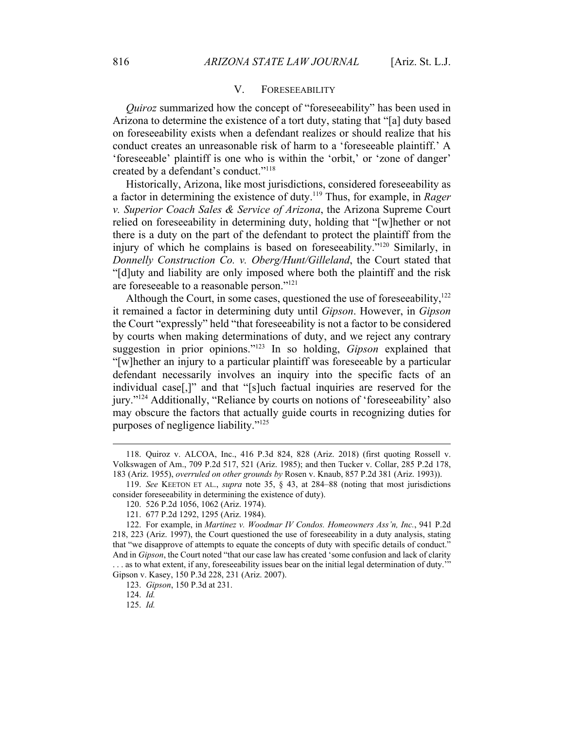## V. FORESEEABILITY

*Quiroz* summarized how the concept of "foreseeability" has been used in Arizona to determine the existence of a tort duty, stating that "[a] duty based on foreseeability exists when a defendant realizes or should realize that his conduct creates an unreasonable risk of harm to a 'foreseeable plaintiff.' A 'foreseeable' plaintiff is one who is within the 'orbit,' or 'zone of danger' created by a defendant's conduct."[118]

Historically, Arizona, like most jurisdictions, considered foreseeability as a factor in determining the existence of duty.[119] Thus, for example, in *Rager v. Superior Coach Sales & Service of Arizona*, the Arizona Supreme Court relied on foreseeability in determining duty, holding that "[w]hether or not there is a duty on the part of the defendant to protect the plaintiff from the injury of which he complains is based on foreseeability."[120] Similarly, in *Donnelly Construction Co. v. Oberg/Hunt/Gilleland*, the Court stated that "[d]uty and liability are only imposed where both the plaintiff and the risk are foreseeable to a reasonable person."[121]

Although the Court, in some cases, questioned the use of foreseeability,[122] it remained a factor in determining duty until *Gipson*. However, in *Gipson* the Court "expressly" held "that foreseeability is not a factor to be considered by courts when making determinations of duty, and we reject any contrary suggestion in prior opinions."[123] In so holding, *Gipson* explained that "[w]hether an injury to a particular plaintiff was foreseeable by a particular defendant necessarily involves an inquiry into the specific facts of an individual case[,]" and that "[s]uch factual inquiries are reserved for the jury."[124] Additionally, "Reliance by courts on notions of 'foreseeability' also may obscure the factors that actually guide courts in recognizing duties for purposes of negligence liability."[125]

---

118. Quiroz v. ALCOA, Inc., 416 P.3d 824, 828 (Ariz. 2018) (first quoting Rossell v. Volkswagen of Am., 709 P.2d 517, 521 (Ariz. 1985); and then Tucker v. Collar, 285 P.2d 178, 183 (Ariz. 1955), *overruled on other grounds by* Rosen v. Knaub, 857 P.2d 381 (Ariz. 1993)).

119. *See* KEETON ET AL., *supra* note 35, § 43, at 284–88 (noting that most jurisdictions consider foreseeability in determining the existence of duty).

120. 526 P.2d 1056, 1062 (Ariz. 1974).

121. 677 P.2d 1292, 1295 (Ariz. 1984).

122. For example, in *Martinez v. Woodmar IV Condos. Homeowners Ass'n, Inc.*, 941 P.2d 218, 223 (Ariz. 1997), the Court questioned the use of foreseeability in a duty analysis, stating that "we disapprove of attempts to equate the concepts of duty with specific details of conduct." And in *Gipson*, the Court noted "that our case law has created 'some confusion and lack of clarity . . . as to what extent, if any, foreseeability issues bear on the initial legal determination of duty.'" Gipson v. Kasey, 150 P.3d 228, 231 (Ariz. 2007).

123. *Gipson*, 150 P.3d at 231.

124. *Id.*

125. *Id.*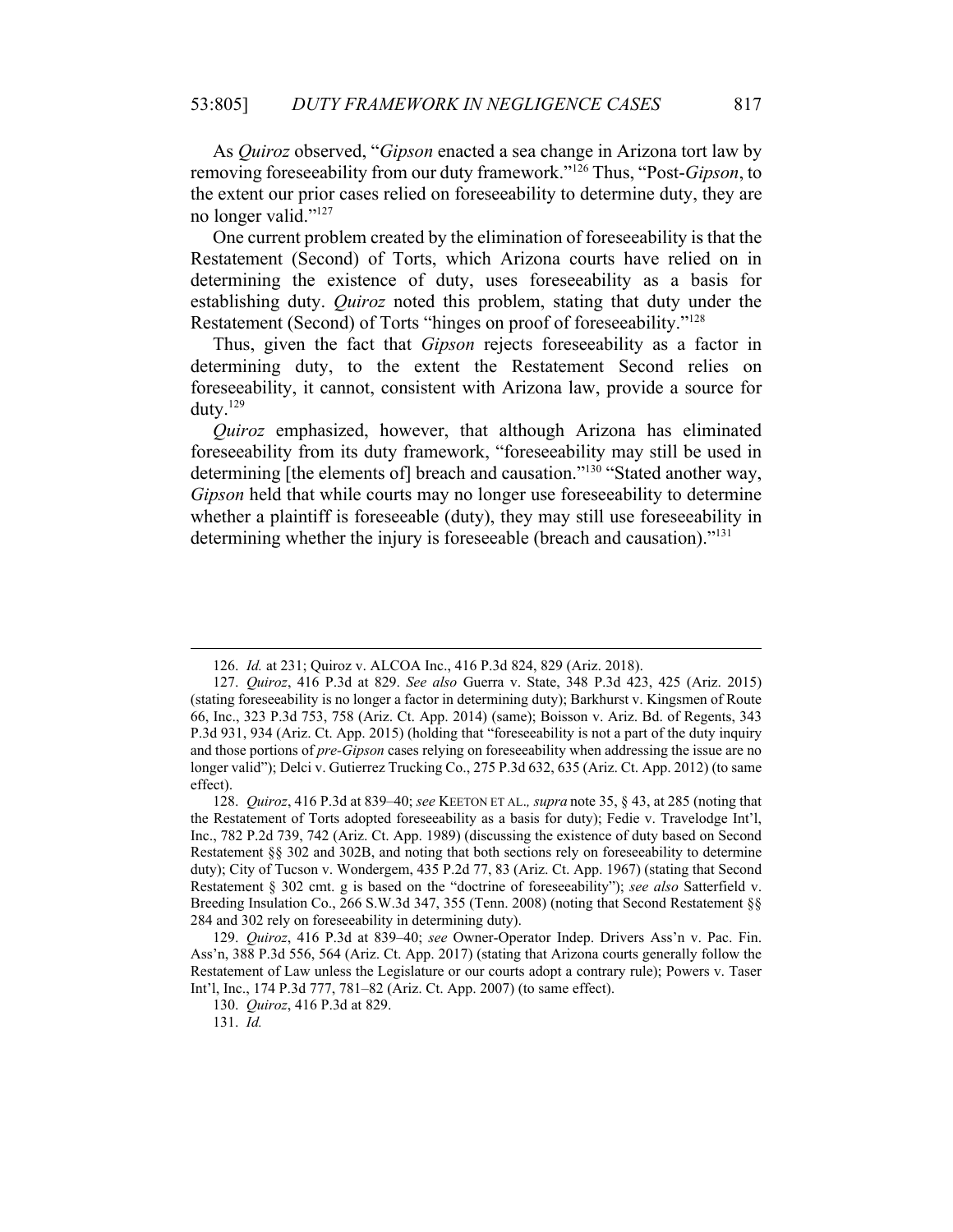As *Quiroz* observed, "*Gipson* enacted a sea change in Arizona tort law by removing foreseeability from our duty framework."[126] Thus, "Post-*Gipson*, to the extent our prior cases relied on foreseeability to determine duty, they are no longer valid."[127]

One current problem created by the elimination of foreseeability is that the Restatement (Second) of Torts, which Arizona courts have relied on in determining the existence of duty, uses foreseeability as a basis for establishing duty. *Quiroz* noted this problem, stating that duty under the Restatement (Second) of Torts "hinges on proof of foreseeability."[128]

Thus, given the fact that *Gipson* rejects foreseeability as a factor in determining duty, to the extent the Restatement Second relies on foreseeability, it cannot, consistent with Arizona law, provide a source for duty.[129]

*Quiroz* emphasized, however, that although Arizona has eliminated foreseeability from its duty framework, "foreseeability may still be used in determining [the elements of] breach and causation."[130] "Stated another way, *Gipson* held that while courts may no longer use foreseeability to determine whether a plaintiff is foreseeable (duty), they may still use foreseeability in determining whether the injury is foreseeable (breach and causation)."[131]

---

126. *Id.* at 231; Quiroz v. ALCOA Inc., 416 P.3d 824, 829 (Ariz. 2018).

127. *Quiroz*, 416 P.3d at 829. *See also* Guerra v. State, 348 P.3d 423, 425 (Ariz. 2015) (stating foreseeability is no longer a factor in determining duty); Barkhurst v. Kingsmen of Route 66, Inc., 323 P.3d 753, 758 (Ariz. Ct. App. 2014) (same); Boisson v. Ariz. Bd. of Regents, 343 P.3d 931, 934 (Ariz. Ct. App. 2015) (holding that "foreseeability is not a part of the duty inquiry and those portions of *pre-Gipson* cases relying on foreseeability when addressing the issue are no longer valid"); Delci v. Gutierrez Trucking Co., 275 P.3d 632, 635 (Ariz. Ct. App. 2012) (to same effect).

128. *Quiroz*, 416 P.3d at 839–40; *see* KEETON ET AL., *supra* note 35, § 43, at 285 (noting that the Restatement of Torts adopted foreseeability as a basis for duty); Fedie v. Travelodge Int'l, Inc., 782 P.2d 739, 742 (Ariz. Ct. App. 1989) (discussing the existence of duty based on Second Restatement §§ 302 and 302B, and noting that both sections rely on foreseeability to determine duty); City of Tucson v. Wondergem, 435 P.2d 77, 83 (Ariz. Ct. App. 1967) (stating that Second Restatement § 302 cmt. g is based on the "doctrine of foreseeability"); *see also* Satterfield v. Breeding Insulation Co., 266 S.W.3d 347, 355 (Tenn. 2008) (noting that Second Restatement §§ 284 and 302 rely on foreseeability in determining duty).

129. *Quiroz*, 416 P.3d at 839–40; *see* Owner-Operator Indep. Drivers Ass'n v. Pac. Fin. Ass'n, 388 P.3d 556, 564 (Ariz. Ct. App. 2017) (stating that Arizona courts generally follow the Restatement of Law unless the Legislature or our courts adopt a contrary rule); Powers v. Taser Int'l, Inc., 174 P.3d 777, 781–82 (Ariz. Ct. App. 2007) (to same effect).

130. *Quiroz*, 416 P.3d at 829.

131. *Id.*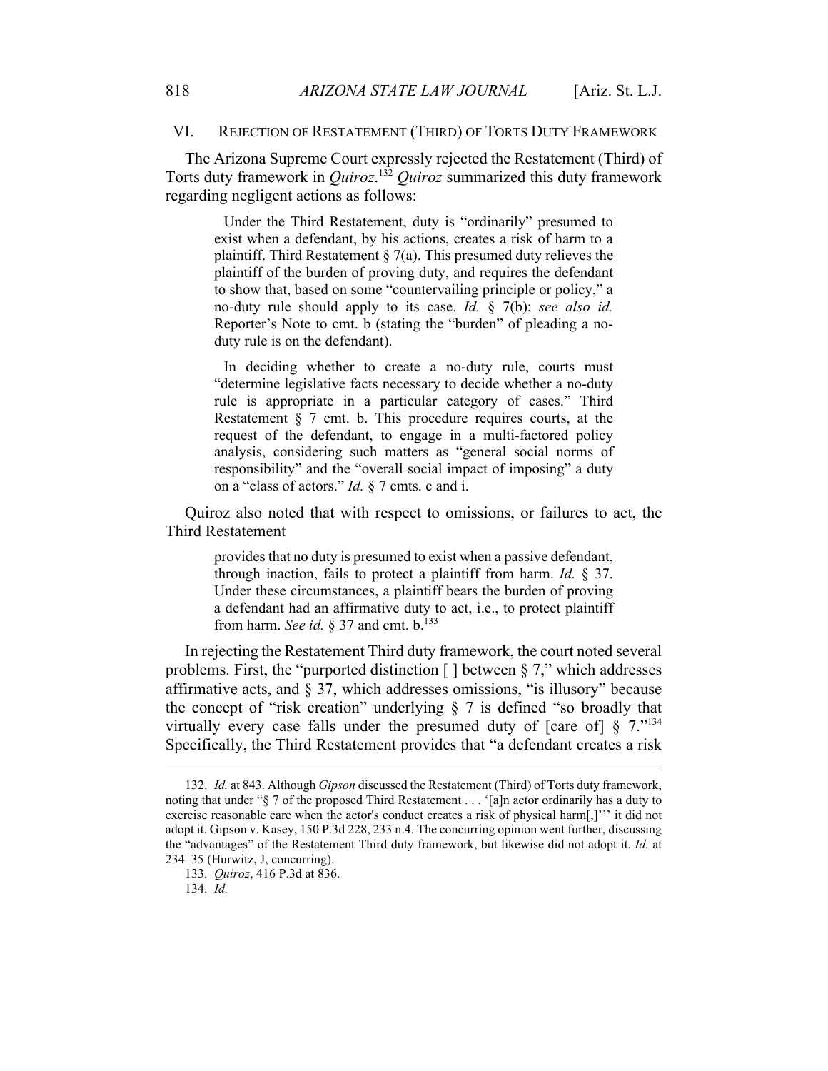## VI. REJECTION OF RESTATEMENT (THIRD) OF TORTS DUTY FRAMEWORK

The Arizona Supreme Court expressly rejected the Restatement (Third) of Torts duty framework in *Quiroz*.[132] *Quiroz* summarized this duty framework regarding negligent actions as follows:

> Under the Third Restatement, duty is "ordinarily" presumed to exist when a defendant, by his actions, creates a risk of harm to a plaintiff. Third Restatement § 7(a). This presumed duty relieves the plaintiff of the burden of proving duty, and requires the defendant to show that, based on some "countervailing principle or policy," a no-duty rule should apply to its case. *Id.* § 7(b); *see also id.* Reporter's Note to cmt. b (stating the "burden" of pleading a no-duty rule is on the defendant).
>
> In deciding whether to create a no-duty rule, courts must "determine legislative facts necessary to decide whether a no-duty rule is appropriate in a particular category of cases." Third Restatement § 7 cmt. b. This procedure requires courts, at the request of the defendant, to engage in a multi-factored policy analysis, considering such matters as "general social norms of responsibility" and the "overall social impact of imposing" a duty on a "class of actors." *Id.* § 7 cmts. c and i.

Quiroz also noted that with respect to omissions, or failures to act, the Third Restatement

> provides that no duty is presumed to exist when a passive defendant, through inaction, fails to protect a plaintiff from harm. *Id.* § 37. Under these circumstances, a plaintiff bears the burden of proving a defendant had an affirmative duty to act, i.e., to protect plaintiff from harm. *See id.* § 37 and cmt. b.[133]

In rejecting the Restatement Third duty framework, the court noted several problems. First, the "purported distinction [ ] between § 7," which addresses affirmative acts, and § 37, which addresses omissions, "is illusory" because the concept of "risk creation" underlying § 7 is defined "so broadly that virtually every case falls under the presumed duty of [care of] § 7."[134] Specifically, the Third Restatement provides that "a defendant creates a risk

---

132. *Id.* at 843. Although *Gipson* discussed the Restatement (Third) of Torts duty framework, noting that under "§ 7 of the proposed Third Restatement . . . '[a]n actor ordinarily has a duty to exercise reasonable care when the actor's conduct creates a risk of physical harm[,]'" it did not adopt it. Gipson v. Kasey, 150 P.3d 228, 233 n.4. The concurring opinion went further, discussing the "advantages" of the Restatement Third duty framework, but likewise did not adopt it. *Id.* at 234–35 (Hurwitz, J, concurring).

133. *Quiroz*, 416 P.3d at 836.

134. *Id.*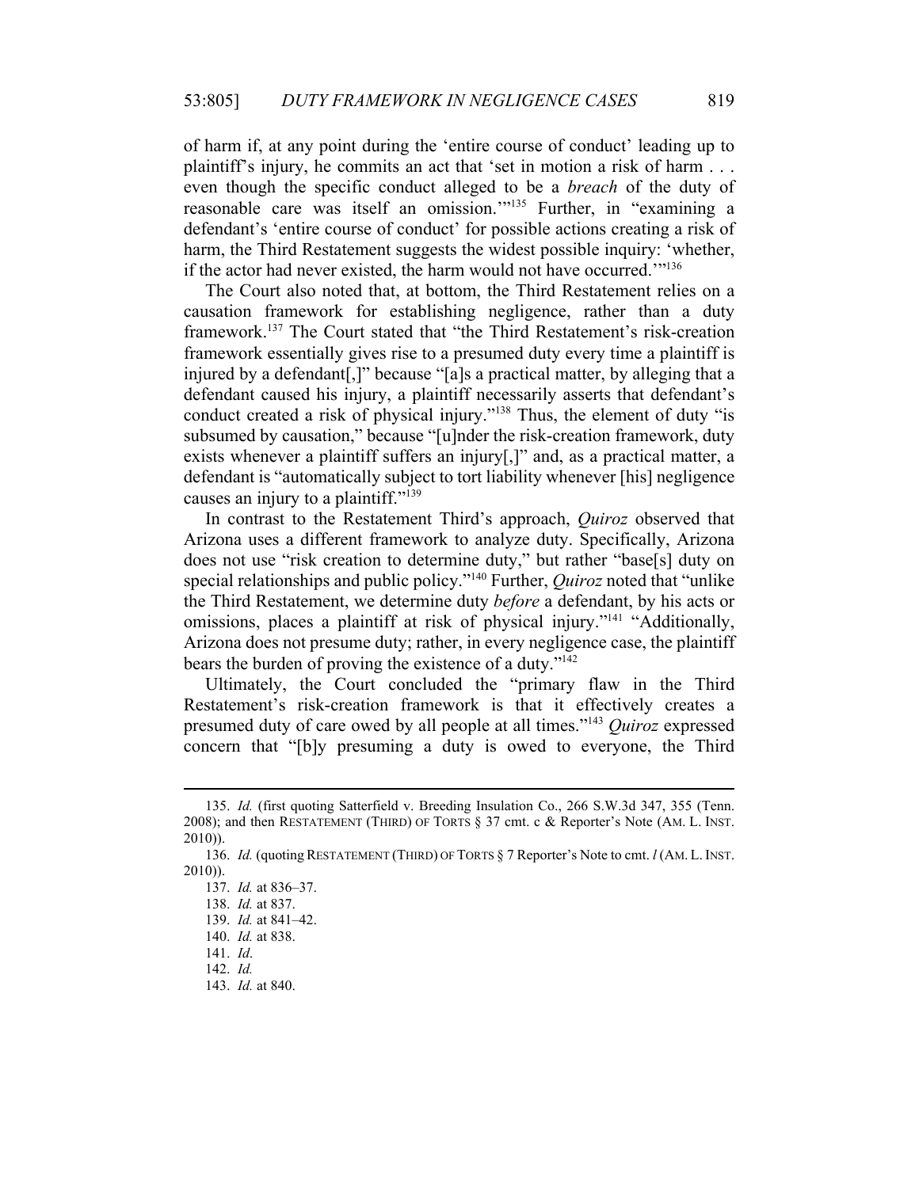of harm if, at any point during the 'entire course of conduct' leading up to plaintiff's injury, he commits an act that 'set in motion a risk of harm . . . even though the specific conduct alleged to be a *breach* of the duty of reasonable care was itself an omission.'"[135] Further, in "examining a defendant's 'entire course of conduct' for possible actions creating a risk of harm, the Third Restatement suggests the widest possible inquiry: 'whether, if the actor had never existed, the harm would not have occurred.'"[136]

The Court also noted that, at bottom, the Third Restatement relies on a causation framework for establishing negligence, rather than a duty framework.[137] The Court stated that "the Third Restatement's risk-creation framework essentially gives rise to a presumed duty every time a plaintiff is injured by a defendant[,]" because "[a]s a practical matter, by alleging that a defendant caused his injury, a plaintiff necessarily asserts that defendant's conduct created a risk of physical injury."[138] Thus, the element of duty "is subsumed by causation," because "[u]nder the risk-creation framework, duty exists whenever a plaintiff suffers an injury[,]" and, as a practical matter, a defendant is "automatically subject to tort liability whenever [his] negligence causes an injury to a plaintiff."[139]

In contrast to the Restatement Third's approach, *Quiroz* observed that Arizona uses a different framework to analyze duty. Specifically, Arizona does not use "risk creation to determine duty," but rather "base[s] duty on special relationships and public policy."[140] Further, *Quiroz* noted that "unlike the Third Restatement, we determine duty *before* a defendant, by his acts or omissions, places a plaintiff at risk of physical injury."[141] "Additionally, Arizona does not presume duty; rather, in every negligence case, the plaintiff bears the burden of proving the existence of a duty."[142]

Ultimately, the Court concluded the "primary flaw in the Third Restatement's risk-creation framework is that it effectively creates a presumed duty of care owed by all people at all times."[143] *Quiroz* expressed concern that "[b]y presuming a duty is owed to everyone, the Third

---

135. *Id.* (first quoting Satterfield v. Breeding Insulation Co., 266 S.W.3d 347, 355 (Tenn. 2008); and then RESTATEMENT (THIRD) OF TORTS § 37 cmt. c & Reporter's Note (AM. L. INST. 2010)).

136. *Id.* (quoting RESTATEMENT (THIRD) OF TORTS § 7 Reporter's Note to cmt. *l* (AM. L. INST. 2010)).

137. *Id.* at 836–37.

138. *Id.* at 837.

139. *Id.* at 841–42.

140. *Id.* at 838.

141. *Id*.

142. *Id.*

143. *Id.* at 840.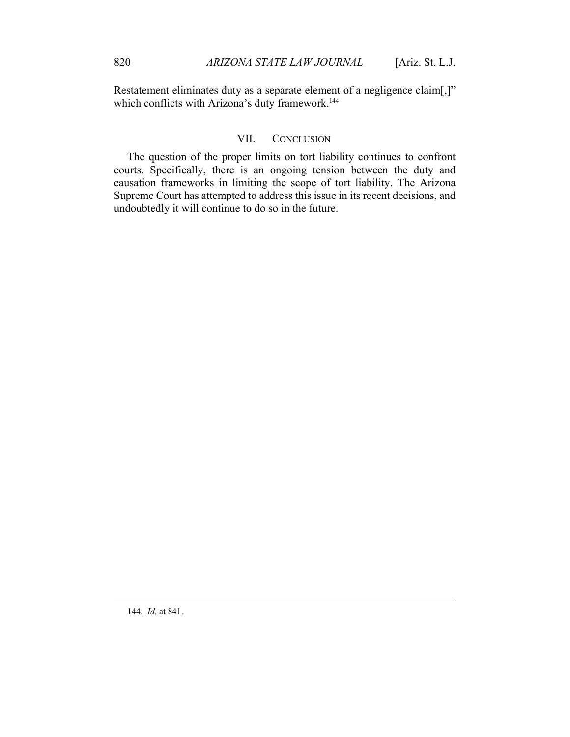Restatement eliminates duty as a separate element of a negligence claim[,]" which conflicts with Arizona's duty framework.[144]

## VII. CONCLUSION

The question of the proper limits on tort liability continues to confront courts. Specifically, there is an ongoing tension between the duty and causation frameworks in limiting the scope of tort liability. The Arizona Supreme Court has attempted to address this issue in its recent decisions, and undoubtedly it will continue to do so in the future.

---

144. *Id.* at 841.